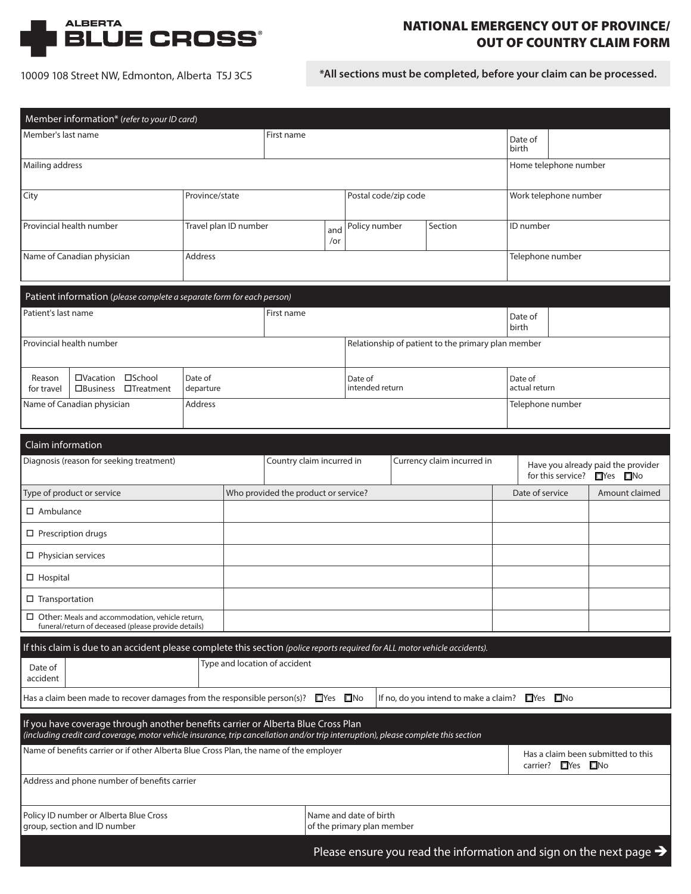**ALBERTA BLUE CROSS®**

10009 108 Street NW, Edmonton, Alberta T5J 3C5

# NATIONAL EMERGENCY OUT OF PROVINCE/ OUT OF COUNTRY CLAIM FORM

**\*All sections must be completed, before your claim can be processed.**

## Member information\* (*refer to your ID card*)

| Member's last name | First name | Date of birth | |
|---|---|---|---|
| Mailing address | | Home telephone number | |
| City | Province/state | Postal code/zip code | Work telephone number |
| Provincial health number | Travel plan ID number and/or | Policy number / Section | ID number |
| Name of Canadian physician | Address | | Telephone number |

## Patient information (*please complete a separate form for each person*)

| Patient's last name | First name | Date of birth | |
|---|---|---|---|
| Provincial health number | Relationship of patient to the primary plan member | | |
| Reason for travel: ☐Vacation ☐School ☐Business ☐Treatment | Date of departure | Date of intended return | Date of actual return |
| Name of Canadian physician | Address | | Telephone number |

## Claim information

| Diagnosis (reason for seeking treatment) | Country claim incurred in | Currency claim incurred in | Have you already paid the provider for this service? ☐Yes ☐No |
|---|---|---|---|

| Type of product or service | Who provided the product or service? | Date of service | Amount claimed |
|---|---|---|---|
| ☐ Ambulance | | | |
| ☐ Prescription drugs | | | |
| ☐ Physician services | | | |
| ☐ Hospital | | | |
| ☐ Transportation | | | |
| ☐ Other: Meals and accommodation, vehicle return, funeral/return of deceased (please provide details) | | | |

## If this claim is due to an accident please complete this section *(police reports required for ALL motor vehicle accidents).*

| Date of accident | | Type and location of accident |
|---|---|---|

Has a claim been made to recover damages from the responsible person(s)? ☐Yes ☐No

If no, do you intend to make a claim? ☐Yes ☐No

## If you have coverage through another benefits carrier or Alberta Blue Cross Plan

*(including credit card coverage, motor vehicle insurance, trip cancellation and/or trip interruption), please complete this section*

| Name of benefits carrier or if other Alberta Blue Cross Plan, the name of the employer | Has a claim been submitted to this carrier? ☐Yes ☐No |
|---|---|
| Address and phone number of benefits carrier | |
| Policy ID number or Alberta Blue Cross group, section and ID number | Name and date of birth of the primary plan member |

Please ensure you read the information and sign on the next page ➔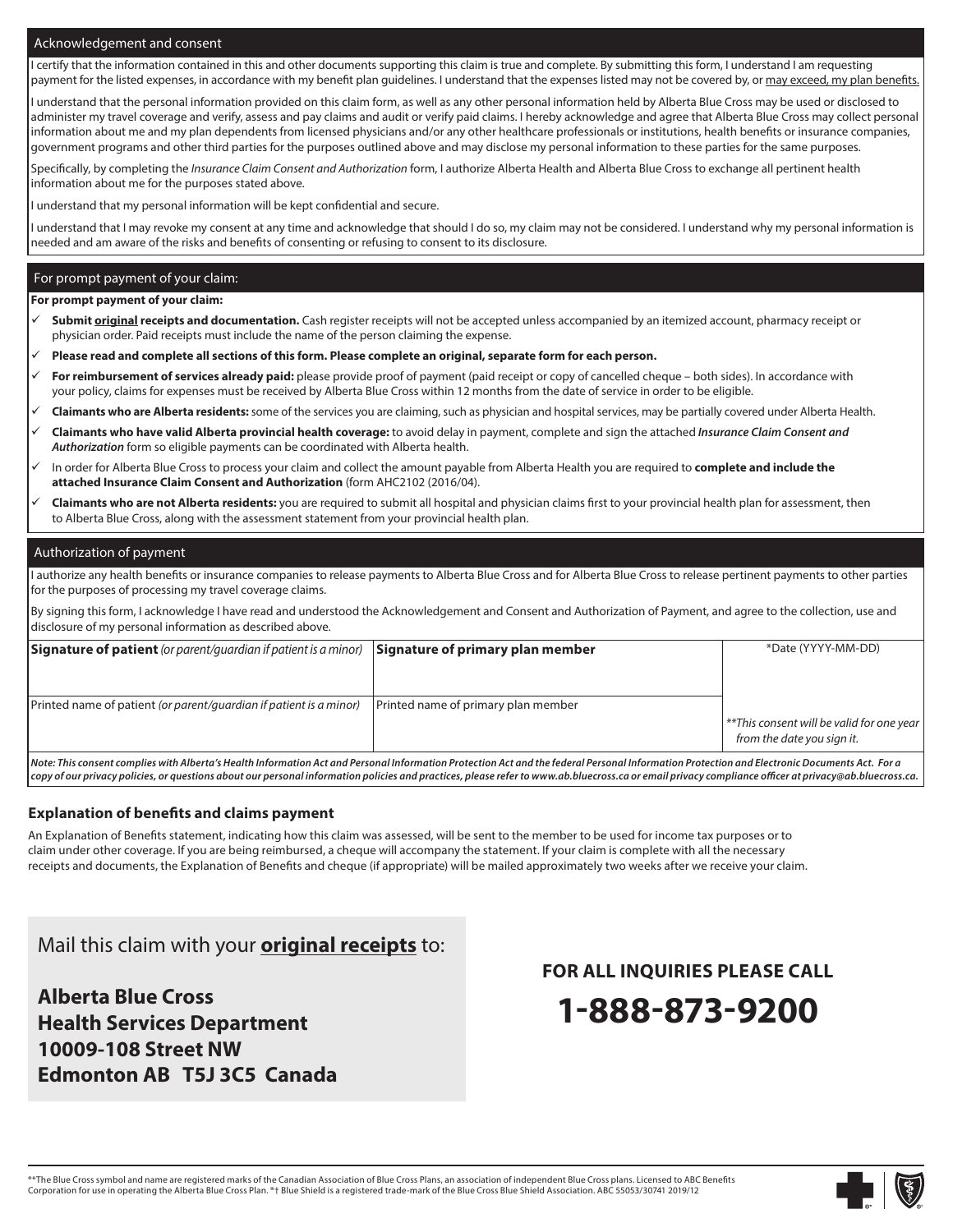## Acknowledgement and consent

I certify that the information contained in this and other documents supporting this claim is true and complete. By submitting this form, I understand I am requesting payment for the listed expenses, in accordance with my benefit plan guidelines. I understand that the expenses listed may not be covered by, or may exceed, my plan benefits.

I understand that the personal information provided on this claim form, as well as any other personal information held by Alberta Blue Cross may be used or disclosed to administer my travel coverage and verify, assess and pay claims and audit or verify paid claims. I hereby acknowledge and agree that Alberta Blue Cross may collect personal information about me and my plan dependents from licensed physicians and/or any other healthcare professionals or institutions, health benefits or insurance companies, government programs and other third parties for the purposes outlined above and may disclose my personal information to these parties for the same purposes.

Specifically, by completing the *Insurance Claim Consent and Authorization* form, I authorize Alberta Health and Alberta Blue Cross to exchange all pertinent health information about me for the purposes stated above.

I understand that my personal information will be kept confidential and secure.

I understand that I may revoke my consent at any time and acknowledge that should I do so, my claim may not be considered. I understand why my personal information is needed and am aware of the risks and benefits of consenting or refusing to consent to its disclosure.

## For prompt payment of your claim:

**For prompt payment of your claim:**

- ✓ **Submit original receipts and documentation.** Cash register receipts will not be accepted unless accompanied by an itemized account, pharmacy receipt or physician order. Paid receipts must include the name of the person claiming the expense.
- ✓ **Please read and complete all sections of this form. Please complete an original, separate form for each person.**
- ✓ **For reimbursement of services already paid:** please provide proof of payment (paid receipt or copy of cancelled cheque – both sides). In accordance with your policy, claims for expenses must be received by Alberta Blue Cross within 12 months from the date of service in order to be eligible.
- ✓ **Claimants who are Alberta residents:** some of the services you are claiming, such as physician and hospital services, may be partially covered under Alberta Health.
- ✓ **Claimants who have valid Alberta provincial health coverage:** to avoid delay in payment, complete and sign the attached ***Insurance Claim Consent and Authorization*** form so eligible payments can be coordinated with Alberta health.
- ✓ In order for Alberta Blue Cross to process your claim and collect the amount payable from Alberta Health you are required to **complete and include the attached Insurance Claim Consent and Authorization** (form AHC2102 (2016/04).
- ✓ **Claimants who are not Alberta residents:** you are required to submit all hospital and physician claims first to your provincial health plan for assessment, then to Alberta Blue Cross, along with the assessment statement from your provincial health plan.

## Authorization of payment

I authorize any health benefits or insurance companies to release payments to Alberta Blue Cross and for Alberta Blue Cross to release pertinent payments to other parties for the purposes of processing my travel coverage claims.

By signing this form, I acknowledge I have read and understood the Acknowledgement and Consent and Authorization of Payment, and agree to the collection, use and disclosure of my personal information as described above.

| **Signature of patient** *(or parent/guardian if patient is a minor)* | **Signature of primary plan member** | *Date (YYYY-MM-DD) |
|---|---|---|
| Printed name of patient *(or parent/guardian if patient is a minor)* | Printed name of primary plan member | ***This consent will be valid for one year from the date you sign it.* |

***Note: This consent complies with Alberta's Health Information Act and Personal Information Protection Act and the federal Personal Information Protection and Electronic Documents Act. For a copy of our privacy policies, or questions about our personal information policies and practices, please refer to www.ab.bluecross.ca or email privacy compliance officer at privacy@ab.bluecross.ca.***

### Explanation of benefits and claims payment

An Explanation of Benefits statement, indicating how this claim was assessed, will be sent to the member to be used for income tax purposes or to claim under other coverage. If you are being reimbursed, a cheque will accompany the statement. If your claim is complete with all the necessary receipts and documents, the Explanation of Benefits and cheque (if appropriate) will be mailed approximately two weeks after we receive your claim.

Mail this claim with your **original receipts** to:

**Alberta Blue Cross**
**Health Services Department**
**10009-108 Street NW**
**Edmonton AB T5J 3C5 Canada**

**FOR ALL INQUIRIES PLEASE CALL**

**1-888-873-9200**

®*The Blue Cross symbol and name are registered marks of the Canadian Association of Blue Cross Plans, an association of independent Blue Cross plans. Licensed to ABC Benefits Corporation for use in operating the Alberta Blue Cross Plan. ®† Blue Shield is a registered trade-mark of the Blue Cross Blue Shield Association. ABC 55053/30741 2019/12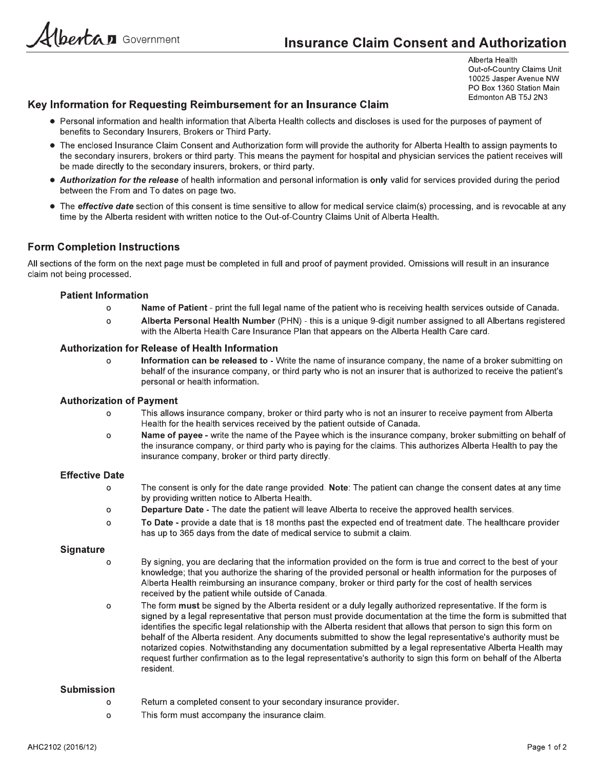Alberta Government

# Insurance Claim Consent and Authorization

Alberta Health
Out-of-Country Claims Unit
10025 Jasper Avenue NW
PO Box 1360 Station Main
Edmonton AB T5J 2N3

## Key Information for Requesting Reimbursement for an Insurance Claim

- Personal information and health information that Alberta Health collects and discloses is used for the purposes of payment of benefits to Secondary Insurers, Brokers or Third Party.
- The enclosed Insurance Claim Consent and Authorization form will provide the authority for Alberta Health to assign payments to the secondary insurers, brokers or third party. This means the payment for hospital and physician services the patient receives will be made directly to the secondary insurers, brokers, or third party.
- ***Authorization for the release*** of health information and personal information is **only** valid for services provided during the period between the From and To dates on page two.
- The ***effective date*** section of this consent is time sensitive to allow for medical service claim(s) processing, and is revocable at any time by the Alberta resident with written notice to the Out-of-Country Claims Unit of Alberta Health.

## Form Completion Instructions

All sections of the form on the next page must be completed in full and proof of payment provided. Omissions will result in an insurance claim not being processed.

### Patient Information

- **Name of Patient** - print the full legal name of the patient who is receiving health services outside of Canada.
- **Alberta Personal Health Number** (PHN) - this is a unique 9-digit number assigned to all Albertans registered with the Alberta Health Care Insurance Plan that appears on the Alberta Health Care card.

### Authorization for Release of Health Information

- **Information can be released to** - Write the name of insurance company, the name of a broker submitting on behalf of the insurance company, or third party who is not an insurer that is authorized to receive the patient's personal or health information.

### Authorization of Payment

- This allows insurance company, broker or third party who is not an insurer to receive payment from Alberta Health for the health services received by the patient outside of Canada.
- **Name of payee** - write the name of the Payee which is the insurance company, broker submitting on behalf of the insurance company, or third party who is paying for the claims. This authorizes Alberta Health to pay the insurance company, broker or third party directly.

### Effective Date

- The consent is only for the date range provided. **Note**: The patient can change the consent dates at any time by providing written notice to Alberta Health.
- **Departure Date** - The date the patient will leave Alberta to receive the approved health services.
- **To Date** - provide a date that is 18 months past the expected end of treatment date. The healthcare provider has up to 365 days from the date of medical service to submit a claim.

### Signature

- By signing, you are declaring that the information provided on the form is true and correct to the best of your knowledge; that you authorize the sharing of the provided personal or health information for the purposes of Alberta Health reimbursing an insurance company, broker or third party for the cost of health services received by the patient while outside of Canada.
- The form **must** be signed by the Alberta resident or a duly legally authorized representative. If the form is signed by a legal representative that person must provide documentation at the time the form is submitted that identifies the specific legal relationship with the Alberta resident that allows that person to sign this form on behalf of the Alberta resident. Any documents submitted to show the legal representative's authority must be notarized copies. Notwithstanding any documentation submitted by a legal representative Alberta Health may request further confirmation as to the legal representative's authority to sign this form on behalf of the Alberta resident.

### Submission

- Return a completed consent to your secondary insurance provider.
- This form must accompany the insurance claim.

AHC2102 (2016/12)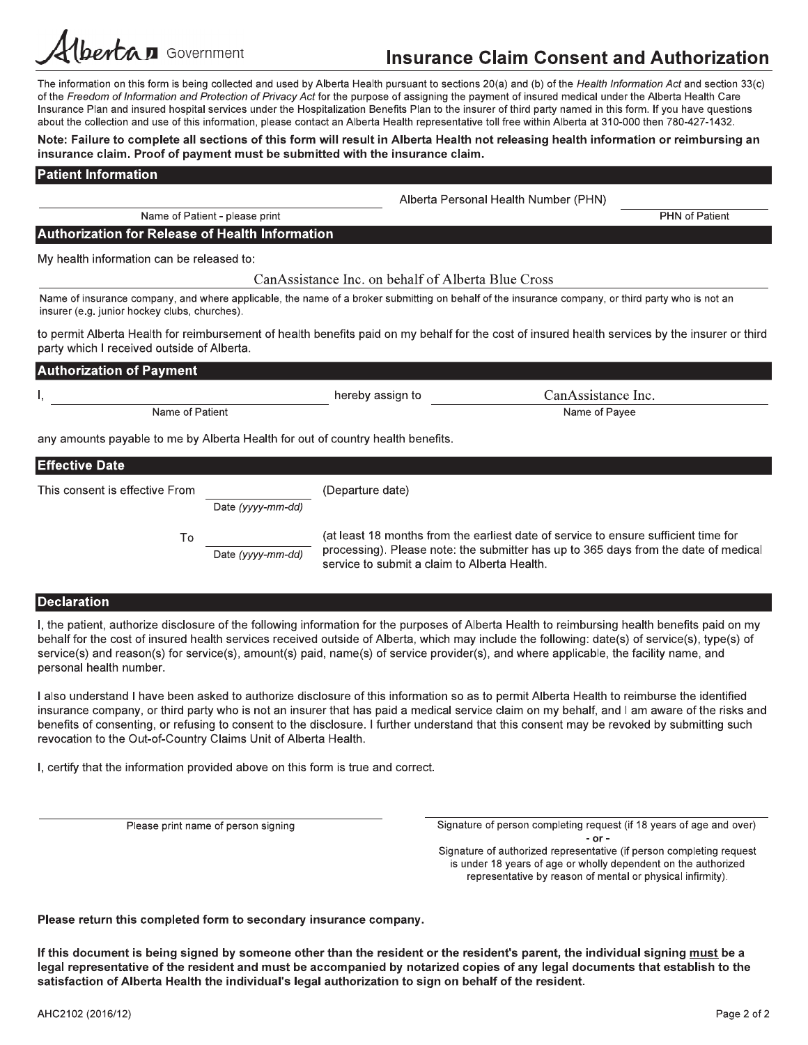Alberta Government

# Insurance Claim Consent and Authorization

The information on this form is being collected and used by Alberta Health pursuant to sections 20(a) and (b) of the *Health Information Act* and section 33(c) of the *Freedom of Information and Protection of Privacy Act* for the purpose of assigning the payment of insured medical under the Alberta Health Care Insurance Plan and insured hospital services under the Hospitalization Benefits Plan to the insurer of third party named in this form. If you have questions about the collection and use of this information, please contact an Alberta Health representative toll free within Alberta at 310-000 then 780-427-1432.

**Note: Failure to complete all sections of this form will result in Alberta Health not releasing health information or reimbursing an insurance claim. Proof of payment must be submitted with the insurance claim.**

## Patient Information

______________________________ Alberta Personal Health Number (PHN) ______________

Name of Patient - please print — PHN of Patient

## Authorization for Release of Health Information

My health information can be released to:

CanAssistance Inc. on behalf of Alberta Blue Cross

Name of insurance company, and where applicable, the name of a broker submitting on behalf of the insurance company, or third party who is not an insurer (e.g. junior hockey clubs, churches).

to permit Alberta Health for reimbursement of health benefits paid on my behalf for the cost of insured health services by the insurer or third party which I received outside of Alberta.

## Authorization of Payment

I, ______________________________ hereby assign to CanAssistance Inc.

Name of Patient — Name of Payee

any amounts payable to me by Alberta Health for out of country health benefits.

## Effective Date

This consent is effective From ______________ (Departure date)

Date *(yyyy-mm-dd)*

To ______________ (at least 18 months from the earliest date of service to ensure sufficient time for processing). Please note: the submitter has up to 365 days from the date of medical service to submit a claim to Alberta Health.

Date *(yyyy-mm-dd)*

## Declaration

I, the patient, authorize disclosure of the following information for the purposes of Alberta Health to reimbursing health benefits paid on my behalf for the cost of insured health services received outside of Alberta, which may include the following: date(s) of service(s), type(s) of service(s) and reason(s) for service(s), amount(s) paid, name(s) of service provider(s), and where applicable, the facility name, and personal health number.

I also understand I have been asked to authorize disclosure of this information so as to permit Alberta Health to reimburse the identified insurance company, or third party who is not an insurer that has paid a medical service claim on my behalf, and I am aware of the risks and benefits of consenting, or refusing to consent to the disclosure. I further understand that this consent may be revoked by submitting such revocation to the Out-of-Country Claims Unit of Alberta Health.

I, certify that the information provided above on this form is true and correct.

______________________________ ______________________________

Please print name of person signing

Signature of person completing request (if 18 years of age and over)
- or -
Signature of authorized representative (if person completing request is under 18 years of age or wholly dependent on the authorized representative by reason of mental or physical infirmity).

**Please return this completed form to secondary insurance company.**

**If this document is being signed by someone other than the resident or the resident's parent, the individual signing must be a legal representative of the resident and must be accompanied by notarized copies of any legal documents that establish to the satisfaction of Alberta Health the individual's legal authorization to sign on behalf of the resident.**

AHC2102 (2016/12)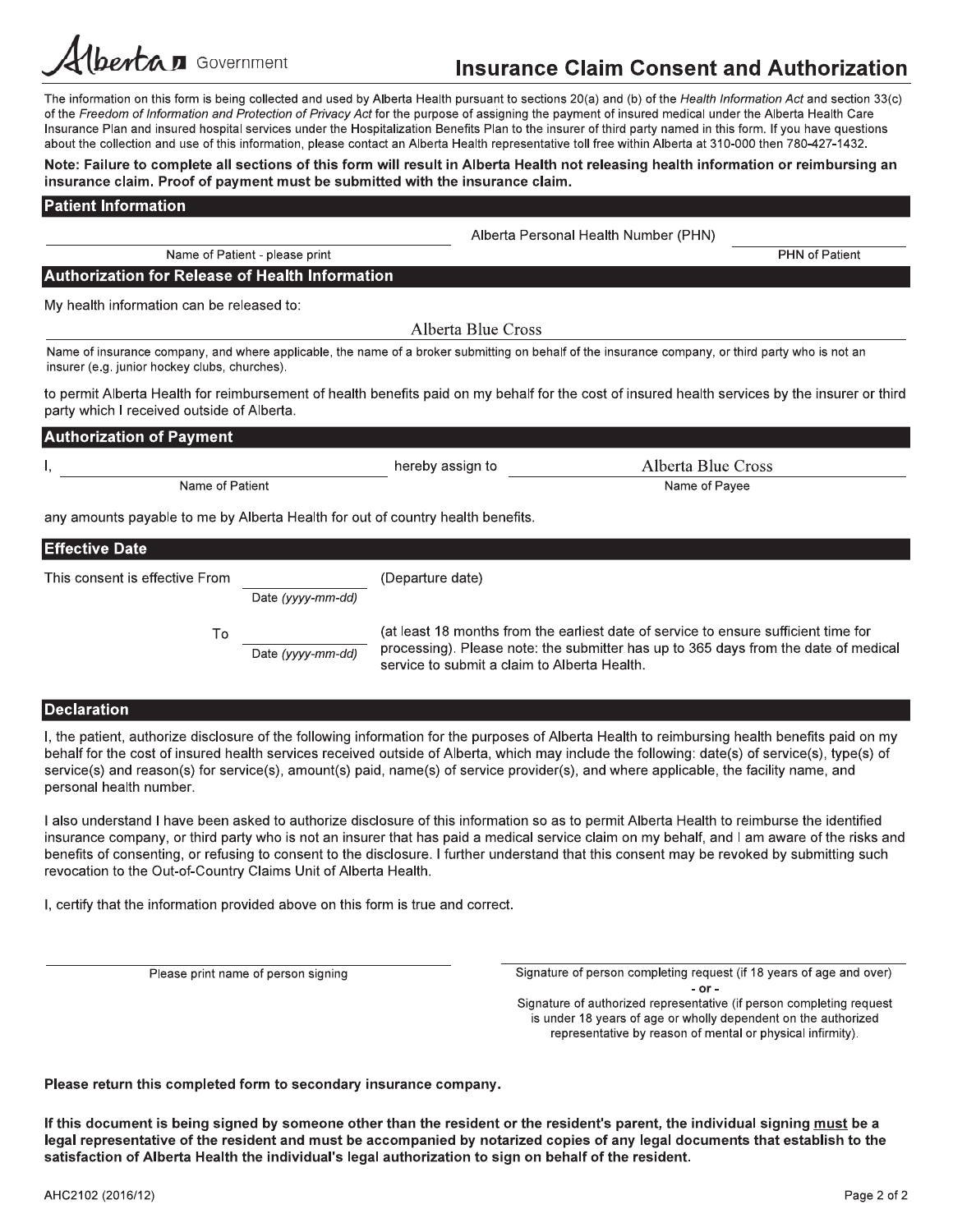Alberta Government

# Insurance Claim Consent and Authorization

The information on this form is being collected and used by Alberta Health pursuant to sections 20(a) and (b) of the *Health Information Act* and section 33(c) of the *Freedom of Information and Protection of Privacy Act* for the purpose of assigning the payment of insured medical under the Alberta Health Care Insurance Plan and insured hospital services under the Hospitalization Benefits Plan to the insurer of third party named in this form. If you have questions about the collection and use of this information, please contact an Alberta Health representative toll free within Alberta at 310-000 then 780-427-1432.

**Note: Failure to complete all sections of this form will result in Alberta Health not releasing health information or reimbursing an insurance claim. Proof of payment must be submitted with the insurance claim.**

## Patient Information

Name of Patient - please print ____________________

Alberta Personal Health Number (PHN) ____________________ PHN of Patient

## Authorization for Release of Health Information

My health information can be released to:

Alberta Blue Cross

Name of insurance company, and where applicable, the name of a broker submitting on behalf of the insurance company, or third party who is not an insurer (e.g. junior hockey clubs, churches).

to permit Alberta Health for reimbursement of health benefits paid on my behalf for the cost of insured health services by the insurer or third party which I received outside of Alberta.

## Authorization of Payment

I, ____________________ (Name of Patient) hereby assign to Alberta Blue Cross (Name of Payee)

any amounts payable to me by Alberta Health for out of country health benefits.

## Effective Date

This consent is effective From ____________________ Date (*yyyy-mm-dd*) (Departure date)

To ____________________ Date (*yyyy-mm-dd*) (at least 18 months from the earliest date of service to ensure sufficient time for processing). Please note: the submitter has up to 365 days from the date of medical service to submit a claim to Alberta Health.

## Declaration

I, the patient, authorize disclosure of the following information for the purposes of Alberta Health to reimbursing health benefits paid on my behalf for the cost of insured health services received outside of Alberta, which may include the following: date(s) of service(s), type(s) of service(s) and reason(s) for service(s), amount(s) paid, name(s) of service provider(s), and where applicable, the facility name, and personal health number.

I also understand I have been asked to authorize disclosure of this information so as to permit Alberta Health to reimburse the identified insurance company, or third party who is not an insurer that has paid a medical service claim on my behalf, and I am aware of the risks and benefits of consenting, or refusing to consent to the disclosure. I further understand that this consent may be revoked by submitting such revocation to the Out-of-Country Claims Unit of Alberta Health.

I, certify that the information provided above on this form is true and correct.

____________________ Please print name of person signing

____________________ Signature of person completing request (if 18 years of age and over)
- or -
Signature of authorized representative (if person completing request is under 18 years of age or wholly dependent on the authorized representative by reason of mental or physical infirmity).

**Please return this completed form to secondary insurance company.**

**If this document is being signed by someone other than the resident or the resident's parent, the individual signing must be a legal representative of the resident and must be accompanied by notarized copies of any legal documents that establish to the satisfaction of Alberta Health the individual's legal authorization to sign on behalf of the resident.**

AHC2102 (2016/12)